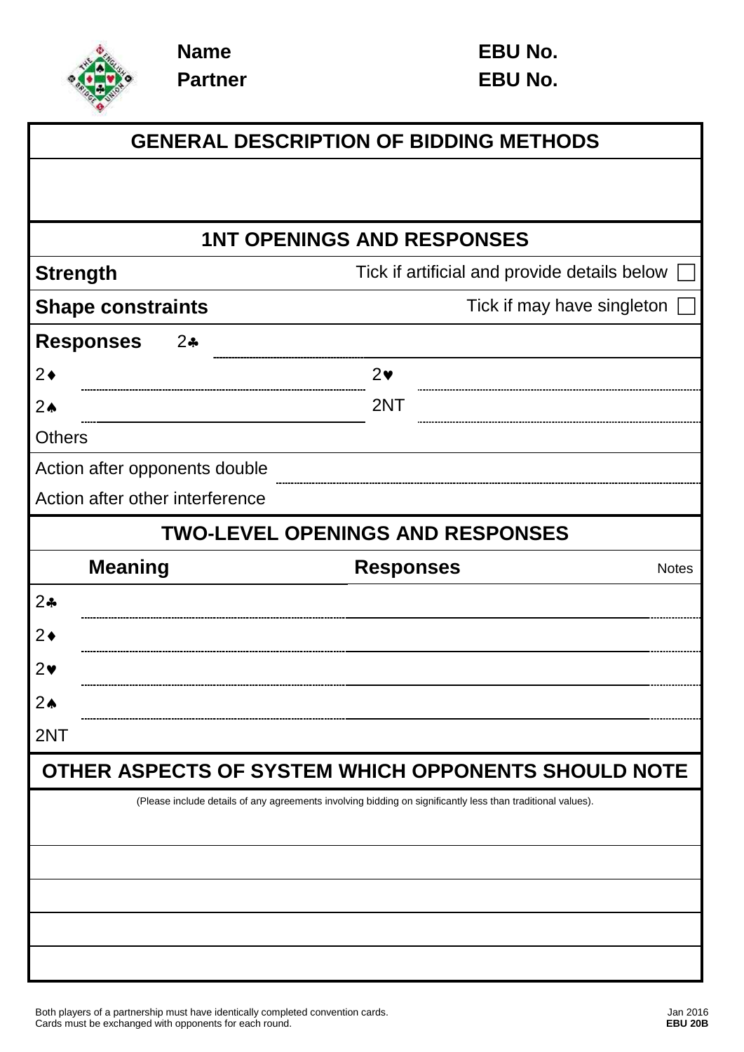**Name** **EBU No.**

**Partner** **EBU No.**

## GENERAL DESCRIPTION OF BIDDING METHODS

## 1NT OPENINGS AND RESPONSES

**Strength** Tick if artificial and provide details below ☐

**Shape constraints** Tick if may have singleton ☐

**Responses** 2♣

2♦

2♥

2♠

2NT

Others

Action after opponents double

Action after other interference

## TWO-LEVEL OPENINGS AND RESPONSES

| | Meaning | Responses | Notes |
|---|---|---|---|
| 2♣ | | | |
| 2♦ | | | |
| 2♥ | | | |
| 2♠ | | | |
| 2NT | | | |

## OTHER ASPECTS OF SYSTEM WHICH OPPONENTS SHOULD NOTE

(Please include details of any agreements involving bidding on significantly less than traditional values).

Both players of a partnership must have identically completed convention cards.
Cards must be exchanged with opponents for each round.

Jan 2016
**EBU 20B**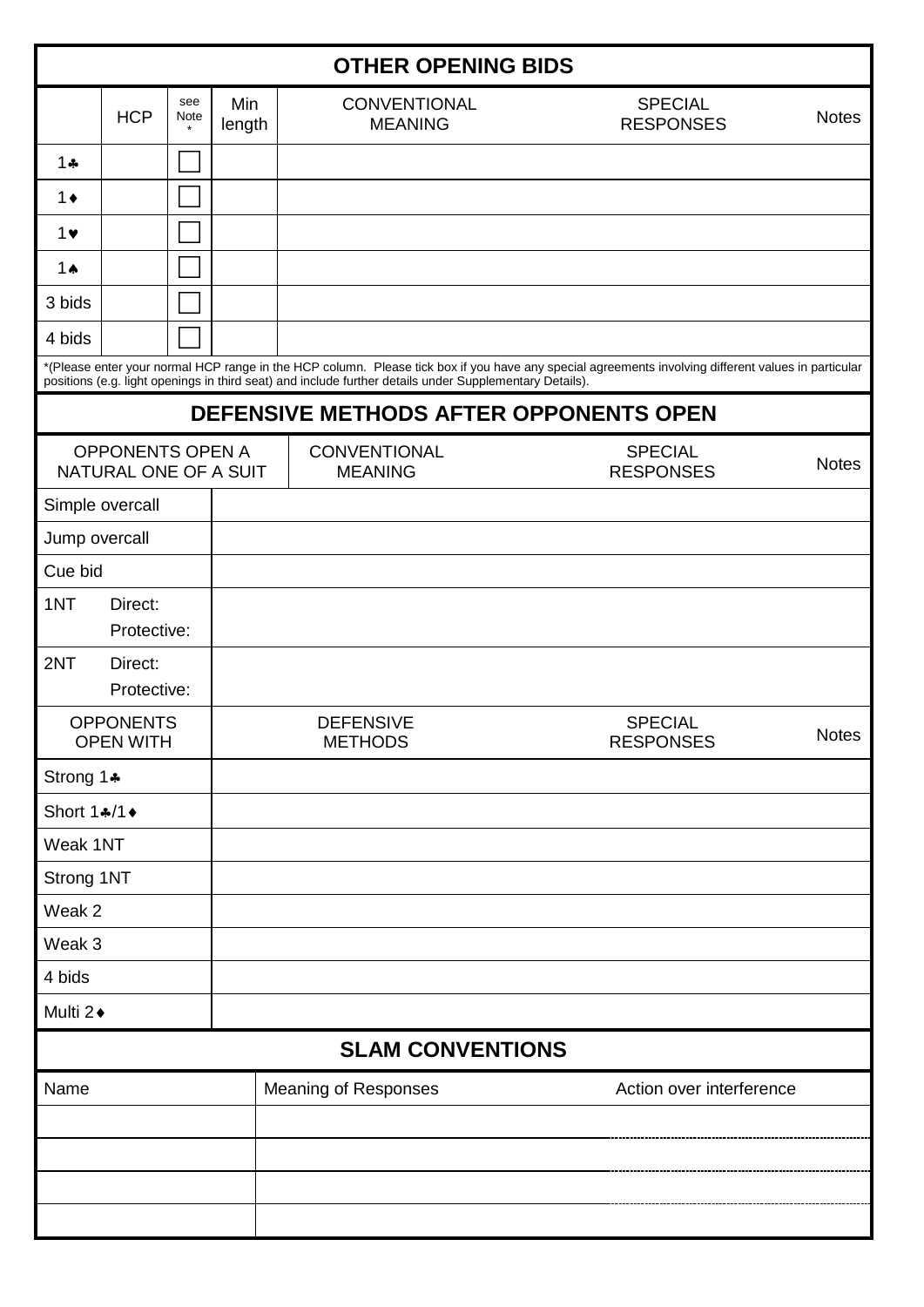## OTHER OPENING BIDS

| | HCP | see Note * | Min length | CONVENTIONAL MEANING | SPECIAL RESPONSES | Notes |
|---|---|---|---|---|---|---|
| 1♣ | | ☐ | | | | |
| 1♦ | | ☐ | | | | |
| 1♥ | | ☐ | | | | |
| 1♠ | | ☐ | | | | |
| 3 bids | | ☐ | | | | |
| 4 bids | | ☐ | | | | |

*(Please enter your normal HCP range in the HCP column. Please tick box if you have any special agreements involving different values in particular positions (e.g. light openings in third seat) and include further details under Supplementary Details).

## DEFENSIVE METHODS AFTER OPPONENTS OPEN

| OPPONENTS OPEN A NATURAL ONE OF A SUIT | CONVENTIONAL MEANING | SPECIAL RESPONSES | Notes |
|---|---|---|---|
| Simple overcall | | | |
| Jump overcall | | | |
| Cue bid | | | |
| 1NT Direct: Protective: | | | |
| 2NT Direct: Protective: | | | |

| OPPONENTS OPEN WITH | DEFENSIVE METHODS | SPECIAL RESPONSES | Notes |
|---|---|---|---|
| Strong 1♣ | | | |
| Short 1♣/1♦ | | | |
| Weak 1NT | | | |
| Strong 1NT | | | |
| Weak 2 | | | |
| Weak 3 | | | |
| 4 bids | | | |
| Multi 2♦ | | | |

## SLAM CONVENTIONS

| Name | Meaning of Responses | Action over interference |
|---|---|---|
| | | |
| | | |
| | | |
| | | |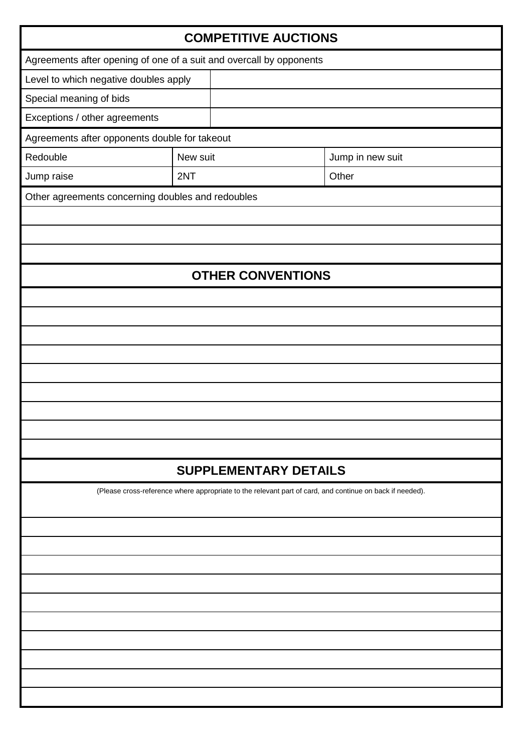## COMPETITIVE AUCTIONS

Agreements after opening of one of a suit and overcall by opponents

| | |
|---|---|
| Level to which negative doubles apply | |
| Special meaning of bids | |
| Exceptions / other agreements | |

Agreements after opponents double for takeout

| | | |
|---|---|---|
| Redouble | New suit | Jump in new suit |
| Jump raise | 2NT | Other |

Other agreements concerning doubles and redoubles

## OTHER CONVENTIONS

## SUPPLEMENTARY DETAILS

(Please cross-reference where appropriate to the relevant part of card, and continue on back if needed).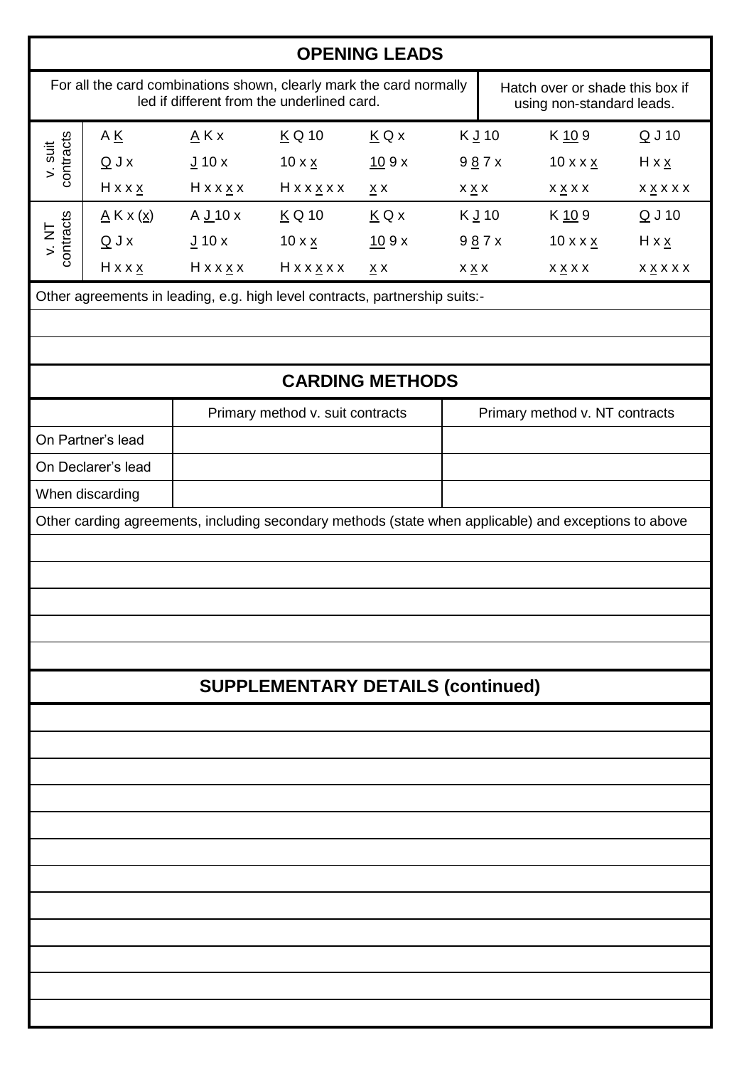## OPENING LEADS

| For all the card combinations shown, clearly mark the card normally led if different from the underlined card. | Hatch over or shade this box if using non-standard leads. |
|---|---|

| | | | | | | | |
|---|---|---|---|---|---|---|---|
| v. suit contracts | A <u>K</u> | <u>A</u> K x | <u>K</u> Q 10 | <u>K</u> Q x | K <u>J</u> 10 | K <u>10</u> 9 | <u>Q</u> J 10 |
| | <u>Q</u> J x | <u>J</u> 10 x | 10 x <u>x</u> | <u>10</u> 9 x | 9 <u>8</u> 7 x | 10 x x <u>x</u> | H x <u>x</u> |
| | H x x <u>x</u> | H x x <u>x</u> x | H x x <u>x</u> x x | <u>x</u> x | x <u>x</u> x | x <u>x</u> x x | x <u>x</u> x x x |
| v. NT contracts | <u>A</u> K x (<u>x</u>) | A <u>J</u> 10 x | <u>K</u> Q 10 | <u>K</u> Q x | K <u>J</u> 10 | K <u>10</u> 9 | <u>Q</u> J 10 |
| | <u>Q</u> J x | <u>J</u> 10 x | 10 x <u>x</u> | <u>10</u> 9 x | 9 <u>8</u> 7 x | 10 x x <u>x</u> | H x <u>x</u> |
| | H x x <u>x</u> | H x x <u>x</u> x | H x x <u>x</u> x x | <u>x</u> x | x <u>x</u> x | x <u>x</u> x x | x <u>x</u> x x x |

Other agreements in leading, e.g. high level contracts, partnership suits:-

## CARDING METHODS

| | Primary method v. suit contracts | Primary method v. NT contracts |
|---|---|---|
| On Partner's lead | | |
| On Declarer's lead | | |
| When discarding | | |

Other carding agreements, including secondary methods (state when applicable) and exceptions to above

## SUPPLEMENTARY DETAILS (continued)